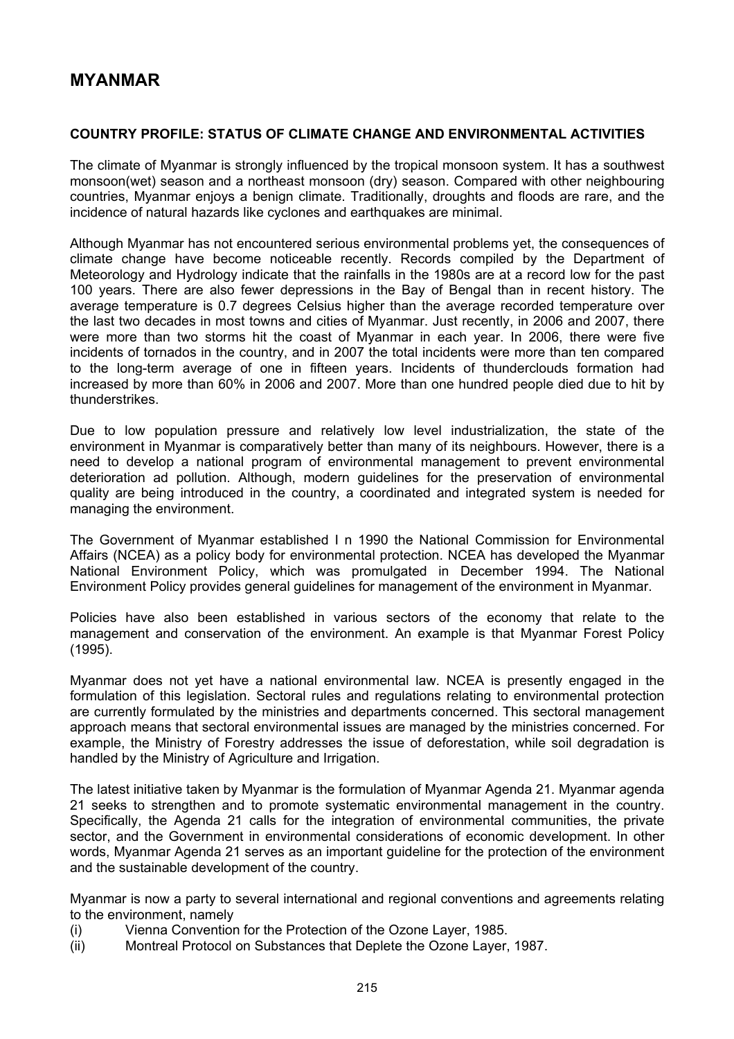# MYANMAR

### COUNTRY PROFILE: STATUS OF CLIMATE CHANGE AND ENVIRONMENTAL ACTIVITIES

The climate of Myanmar is strongly influenced by the tropical monsoon system. It has a southwest monsoon(wet) season and a northeast monsoon (dry) season. Compared with other neighbouring countries, Myanmar enjoys a benign climate. Traditionally, droughts and floods are rare, and the incidence of natural hazards like cyclones and earthquakes are minimal.

Although Myanmar has not encountered serious environmental problems yet, the consequences of climate change have become noticeable recently. Records compiled by the Department of Meteorology and Hydrology indicate that the rainfalls in the 1980s are at a record low for the past 100 years. There are also fewer depressions in the Bay of Bengal than in recent history. The average temperature is 0.7 degrees Celsius higher than the average recorded temperature over the last two decades in most towns and cities of Myanmar. Just recently, in 2006 and 2007, there were more than two storms hit the coast of Myanmar in each year. In 2006, there were five incidents of tornados in the country, and in 2007 the total incidents were more than ten compared to the long-term average of one in fifteen years. Incidents of thunderclouds formation had increased by more than 60% in 2006 and 2007. More than one hundred people died due to hit by thunderstrikes.

Due to low population pressure and relatively low level industrialization, the state of the environment in Myanmar is comparatively better than many of its neighbours. However, there is a need to develop a national program of environmental management to prevent environmental deterioration ad pollution. Although, modern guidelines for the preservation of environmental quality are being introduced in the country, a coordinated and integrated system is needed for managing the environment.

The Government of Myanmar established I n 1990 the National Commission for Environmental Affairs (NCEA) as a policy body for environmental protection. NCEA has developed the Myanmar National Environment Policy, which was promulgated in December 1994. The National Environment Policy provides general guidelines for management of the environment in Myanmar.

Policies have also been established in various sectors of the economy that relate to the management and conservation of the environment. An example is that Myanmar Forest Policy (1995).

Myanmar does not yet have a national environmental law. NCEA is presently engaged in the formulation of this legislation. Sectoral rules and regulations relating to environmental protection are currently formulated by the ministries and departments concerned. This sectoral management approach means that sectoral environmental issues are managed by the ministries concerned. For example, the Ministry of Forestry addresses the issue of deforestation, while soil degradation is handled by the Ministry of Agriculture and Irrigation.

The latest initiative taken by Myanmar is the formulation of Myanmar Agenda 21. Myanmar agenda 21 seeks to strengthen and to promote systematic environmental management in the country. Specifically, the Agenda 21 calls for the integration of environmental communities, the private sector, and the Government in environmental considerations of economic development. In other words, Myanmar Agenda 21 serves as an important guideline for the protection of the environment and the sustainable development of the country.

Myanmar is now a party to several international and regional conventions and agreements relating to the environment, namely

(i) Vienna Convention for the Protection of the Ozone Layer, 1985.
(ii) Montreal Protocol on Substances that Deplete the Ozone Layer, 1987.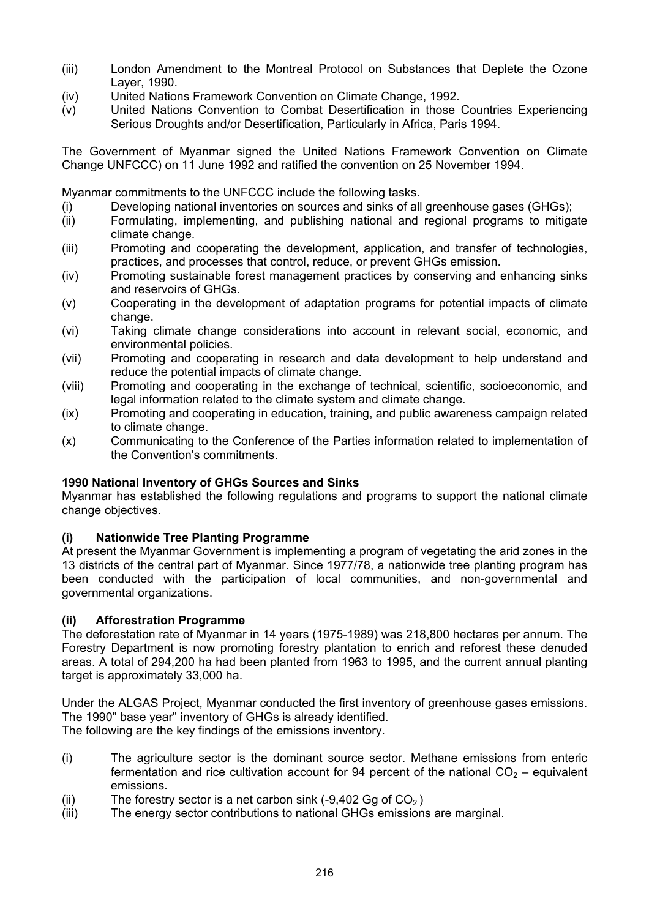(iii) London Amendment to the Montreal Protocol on Substances that Deplete the Ozone Layer, 1990.
(iv) United Nations Framework Convention on Climate Change, 1992.
(v) United Nations Convention to Combat Desertification in those Countries Experiencing Serious Droughts and/or Desertification, Particularly in Africa, Paris 1994.

The Government of Myanmar signed the United Nations Framework Convention on Climate Change UNFCCC) on 11 June 1992 and ratified the convention on 25 November 1994.

Myanmar commitments to the UNFCCC include the following tasks.

(i) Developing national inventories on sources and sinks of all greenhouse gases (GHGs);
(ii) Formulating, implementing, and publishing national and regional programs to mitigate climate change.
(iii) Promoting and cooperating the development, application, and transfer of technologies, practices, and processes that control, reduce, or prevent GHGs emission.
(iv) Promoting sustainable forest management practices by conserving and enhancing sinks and reservoirs of GHGs.
(v) Cooperating in the development of adaptation programs for potential impacts of climate change.
(vi) Taking climate change considerations into account in relevant social, economic, and environmental policies.
(vii) Promoting and cooperating in research and data development to help understand and reduce the potential impacts of climate change.
(viii) Promoting and cooperating in the exchange of technical, scientific, socioeconomic, and legal information related to the climate system and climate change.
(ix) Promoting and cooperating in education, training, and public awareness campaign related to climate change.
(x) Communicating to the Conference of the Parties information related to implementation of the Convention's commitments.

**1990 National Inventory of GHGs Sources and Sinks**

Myanmar has established the following regulations and programs to support the national climate change objectives.

**(i) Nationwide Tree Planting Programme**

At present the Myanmar Government is implementing a program of vegetating the arid zones in the 13 districts of the central part of Myanmar. Since 1977/78, a nationwide tree planting program has been conducted with the participation of local communities, and non-governmental and governmental organizations.

**(ii) Afforestration Programme**

The deforestation rate of Myanmar in 14 years (1975-1989) was 218,800 hectares per annum. The Forestry Department is now promoting forestry plantation to enrich and reforest these denuded areas. A total of 294,200 ha had been planted from 1963 to 1995, and the current annual planting target is approximately 33,000 ha.

Under the ALGAS Project, Myanmar conducted the first inventory of greenhouse gases emissions. The 1990" base year" inventory of GHGs is already identified.
The following are the key findings of the emissions inventory.

(i) The agriculture sector is the dominant source sector. Methane emissions from enteric fermentation and rice cultivation account for 94 percent of the national $CO_2$ – equivalent emissions.
(ii) The forestry sector is a net carbon sink (-9,402 Gg of $CO_2$)
(iii) The energy sector contributions to national GHGs emissions are marginal.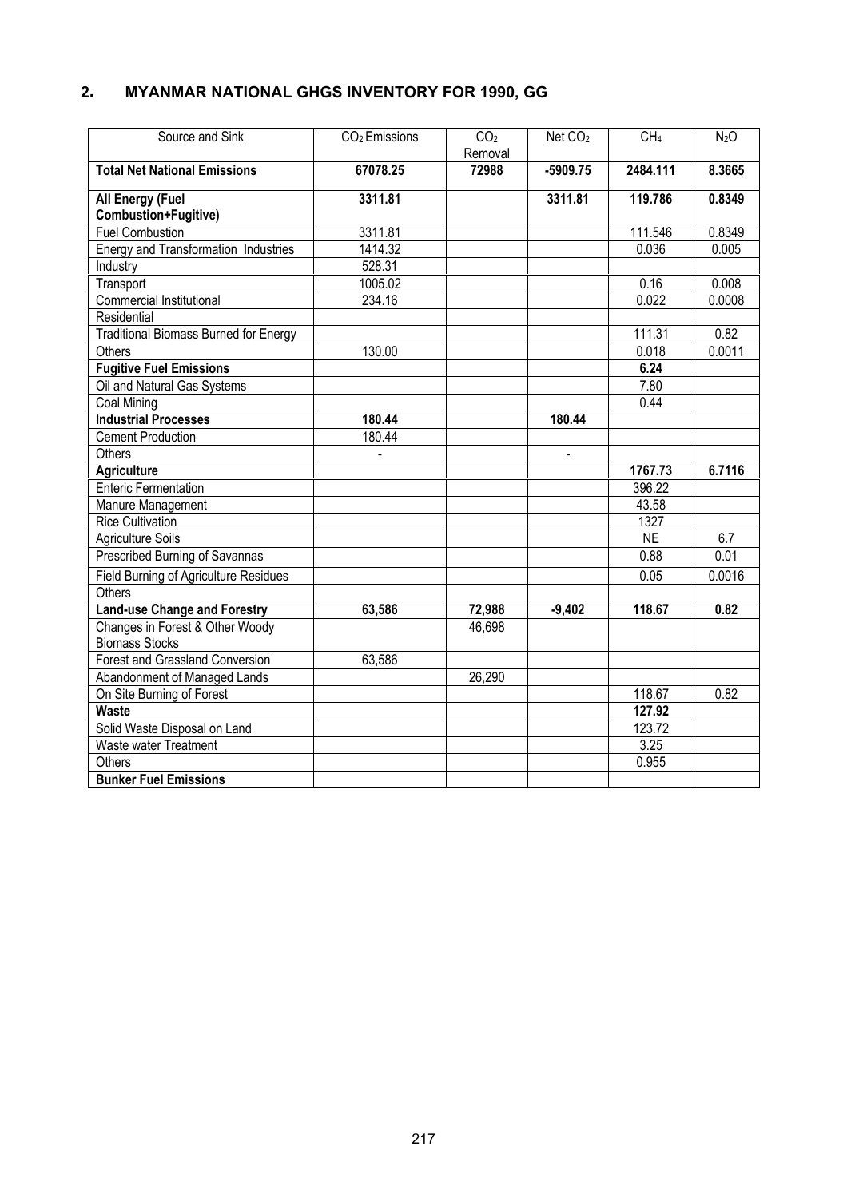## 2. MYANMAR NATIONAL GHGS INVENTORY FOR 1990, GG

| Source and Sink | $CO_2$ Emissions | $CO_2$ Removal | Net $CO_2$ | $CH_4$ | $N_2O$ |
|---|---|---|---|---|---|
| **Total Net National Emissions** | **67078.25** | **72988** | **-5909.75** | **2484.111** | **8.3665** |
| **All Energy (Fuel Combustion+Fugitive)** | **3311.81** | | **3311.81** | **119.786** | **0.8349** |
| Fuel Combustion | 3311.81 | | | 111.546 | 0.8349 |
| Energy and Transformation Industries | 1414.32 | | | 0.036 | 0.005 |
| Industry | 528.31 | | | | |
| Transport | 1005.02 | | | 0.16 | 0.008 |
| Commercial Institutional | 234.16 | | | 0.022 | 0.0008 |
| Residential | | | | | |
| Traditional Biomass Burned for Energy | | | | 111.31 | 0.82 |
| Others | 130.00 | | | 0.018 | 0.0011 |
| **Fugitive Fuel Emissions** | | | | **6.24** | |
| Oil and Natural Gas Systems | | | | 7.80 | |
| Coal Mining | | | | 0.44 | |
| **Industrial Processes** | **180.44** | | **180.44** | | |
| Cement Production | 180.44 | | | | |
| Others | - | | - | | |
| **Agriculture** | | | | **1767.73** | **6.7116** |
| Enteric Fermentation | | | | 396.22 | |
| Manure Management | | | | 43.58 | |
| Rice Cultivation | | | | 1327 | |
| Agriculture Soils | | | | NE | 6.7 |
| Prescribed Burning of Savannas | | | | 0.88 | 0.01 |
| Field Burning of Agriculture Residues | | | | 0.05 | 0.0016 |
| Others | | | | | |
| **Land-use Change and Forestry** | **63,586** | **72,988** | **-9,402** | **118.67** | **0.82** |
| Changes in Forest & Other Woody Biomass Stocks | | 46,698 | | | |
| Forest and Grassland Conversion | 63,586 | | | | |
| Abandonment of Managed Lands | | 26,290 | | | |
| On Site Burning of Forest | | | | 118.67 | 0.82 |
| **Waste** | | | | **127.92** | |
| Solid Waste Disposal on Land | | | | 123.72 | |
| Waste water Treatment | | | | 3.25 | |
| Others | | | | 0.955 | |
| **Bunker Fuel Emissions** | | | | | |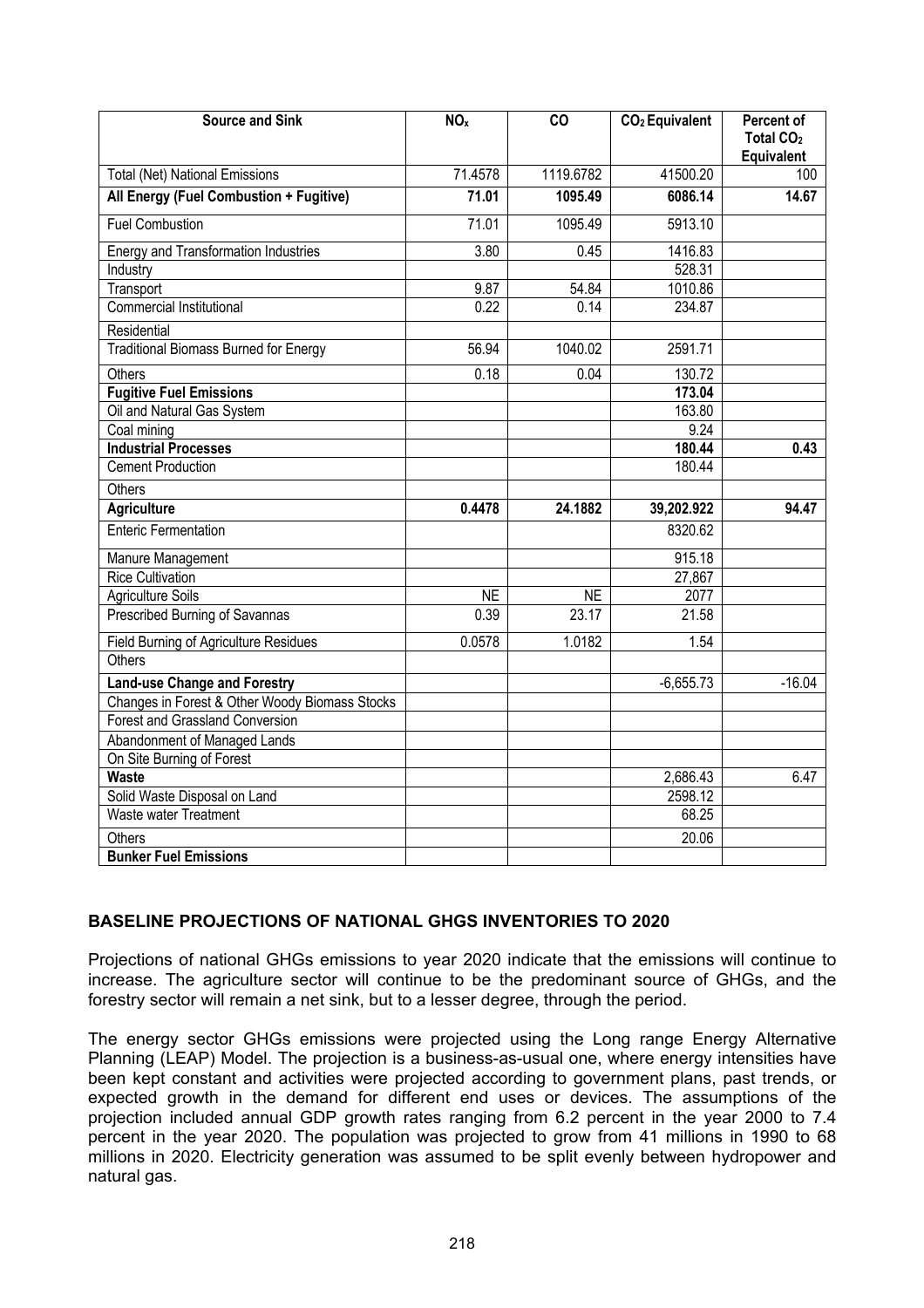| Source and Sink | $NO_x$ | CO | $CO_2$ Equivalent | Percent of Total $CO_2$ Equivalent |
|---|---|---|---|---|
| Total (Net) National Emissions | 71.4578 | 1119.6782 | 41500.20 | 100 |
| **All Energy (Fuel Combustion + Fugitive)** | **71.01** | **1095.49** | **6086.14** | **14.67** |
| Fuel Combustion | 71.01 | 1095.49 | 5913.10 | |
| Energy and Transformation Industries | 3.80 | 0.45 | 1416.83 | |
| Industry | | | 528.31 | |
| Transport | 9.87 | 54.84 | 1010.86 | |
| Commercial Institutional | 0.22 | 0.14 | 234.87 | |
| Residential | | | | |
| Traditional Biomass Burned for Energy | 56.94 | 1040.02 | 2591.71 | |
| Others | 0.18 | 0.04 | 130.72 | |
| **Fugitive Fuel Emissions** | | | **173.04** | |
| Oil and Natural Gas System | | | 163.80 | |
| Coal mining | | | 9.24 | |
| **Industrial Processes** | | | **180.44** | **0.43** |
| Cement Production | | | 180.44 | |
| Others | | | | |
| **Agriculture** | **0.4478** | **24.1882** | **39,202.922** | **94.47** |
| Enteric Fermentation | | | 8320.62 | |
| Manure Management | | | 915.18 | |
| Rice Cultivation | | | 27,867 | |
| Agriculture Soils | NE | NE | 2077 | |
| Prescribed Burning of Savannas | 0.39 | 23.17 | 21.58 | |
| Field Burning of Agriculture Residues | 0.0578 | 1.0182 | 1.54 | |
| Others | | | | |
| **Land-use Change and Forestry** | | | -6,655.73 | -16.04 |
| Changes in Forest & Other Woody Biomass Stocks | | | | |
| Forest and Grassland Conversion | | | | |
| Abandonment of Managed Lands | | | | |
| On Site Burning of Forest | | | | |
| **Waste** | | | 2,686.43 | 6.47 |
| Solid Waste Disposal on Land | | | 2598.12 | |
| Waste water Treatment | | | 68.25 | |
| Others | | | 20.06 | |
| **Bunker Fuel Emissions** | | | | |

## BASELINE PROJECTIONS OF NATIONAL GHGS INVENTORIES TO 2020

Projections of national GHGs emissions to year 2020 indicate that the emissions will continue to increase. The agriculture sector will continue to be the predominant source of GHGs, and the forestry sector will remain a net sink, but to a lesser degree, through the period.

The energy sector GHGs emissions were projected using the Long range Energy Alternative Planning (LEAP) Model. The projection is a business-as-usual one, where energy intensities have been kept constant and activities were projected according to government plans, past trends, or expected growth in the demand for different end uses or devices. The assumptions of the projection included annual GDP growth rates ranging from 6.2 percent in the year 2000 to 7.4 percent in the year 2020. The population was projected to grow from 41 millions in 1990 to 68 millions in 2020. Electricity generation was assumed to be split evenly between hydropower and natural gas.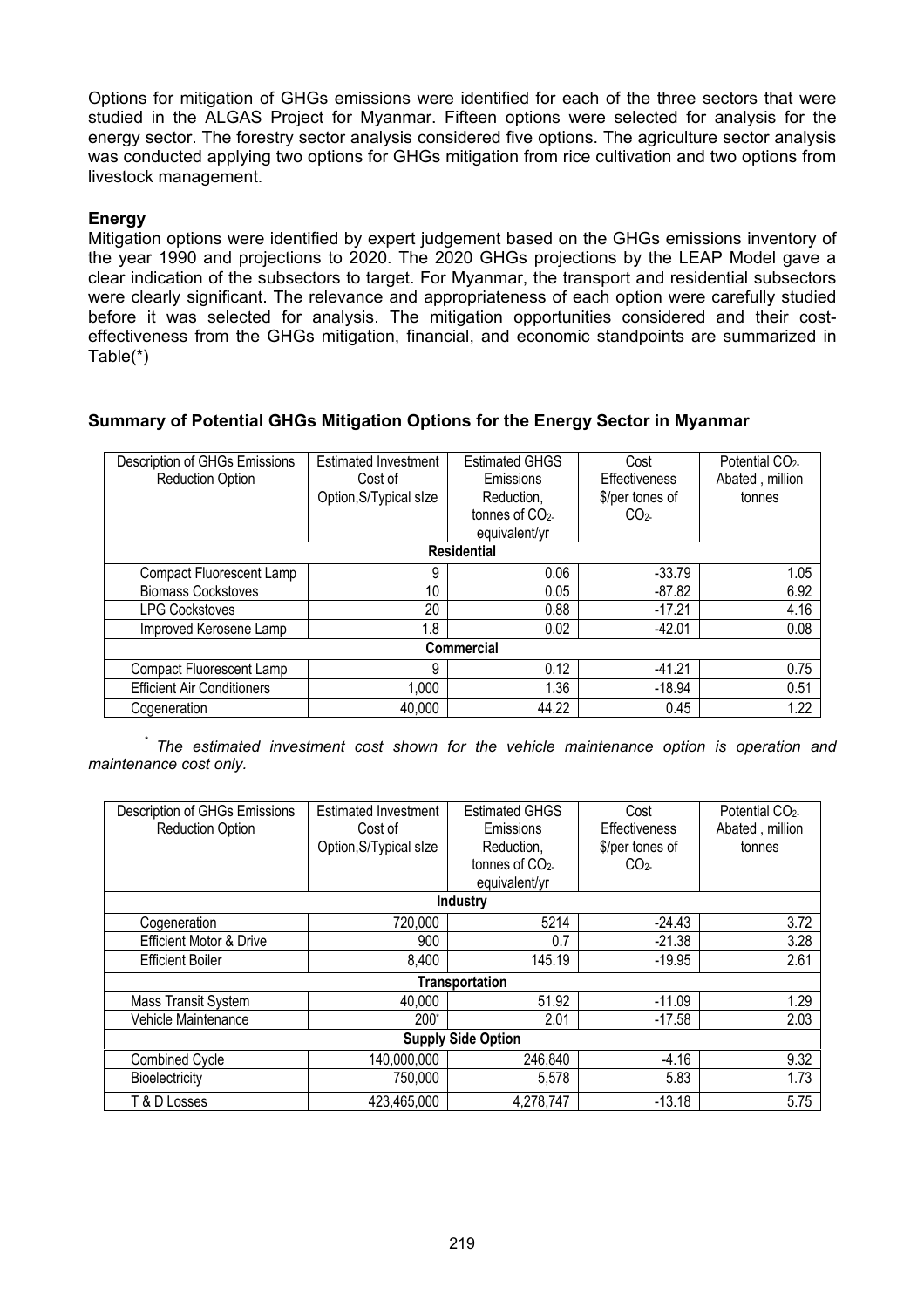Options for mitigation of GHGs emissions were identified for each of the three sectors that were studied in the ALGAS Project for Myanmar. Fifteen options were selected for analysis for the energy sector. The forestry sector analysis considered five options. The agriculture sector analysis was conducted applying two options for GHGs mitigation from rice cultivation and two options from livestock management.

**Energy**

Mitigation options were identified by expert judgement based on the GHGs emissions inventory of the year 1990 and projections to 2020. The 2020 GHGs projections by the LEAP Model gave a clear indication of the subsectors to target. For Myanmar, the transport and residential subsectors were clearly significant. The relevance and appropriateness of each option were carefully studied before it was selected for analysis. The mitigation opportunities considered and their cost-effectiveness from the GHGs mitigation, financial, and economic standpoints are summarized in Table(*)

**Summary of Potential GHGs Mitigation Options for the Energy Sector in Myanmar**

| Description of GHGs Emissions Reduction Option | Estimated Investment Cost of Option,S/Typical sIze | Estimated GHGS Emissions Reduction, tonnes of $CO_2$-equivalent/yr | Cost Effectiveness \$/per tones of $CO_2$ | Potential $CO_2$ Abated , million tonnes |
|---|---|---|---|---|
| **Residential** | | | | |
| Compact Fluorescent Lamp | 9 | 0.06 | -33.79 | 1.05 |
| Biomass Cockstoves | 10 | 0.05 | -87.82 | 6.92 |
| LPG Cockstoves | 20 | 0.88 | -17.21 | 4.16 |
| Improved Kerosene Lamp | 1.8 | 0.02 | -42.01 | 0.08 |
| **Commercial** | | | | |
| Compact Fluorescent Lamp | 9 | 0.12 | -41.21 | 0.75 |
| Efficient Air Conditioners | 1,000 | 1.36 | -18.94 | 0.51 |
| Cogeneration | 40,000 | 44.22 | 0.45 | 1.22 |

*[*] The estimated investment cost shown for the vehicle maintenance option is operation and maintenance cost only.*

| Description of GHGs Emissions Reduction Option | Estimated Investment Cost of Option,S/Typical sIze | Estimated GHGS Emissions Reduction, tonnes of $CO_2$-equivalent/yr | Cost Effectiveness \$/per tones of $CO_2$ | Potential $CO_2$ Abated , million tonnes |
|---|---|---|---|---|
| **Industry** | | | | |
| Cogeneration | 720,000 | 5214 | -24.43 | 3.72 |
| Efficient Motor & Drive | 900 | 0.7 | -21.38 | 3.28 |
| Efficient Boiler | 8,400 | 145.19 | -19.95 | 2.61 |
| **Transportation** | | | | |
| Mass Transit System | 40,000 | 51.92 | -11.09 | 1.29 |
| Vehicle Maintenance | 200[*] | 2.01 | -17.58 | 2.03 |
| **Supply Side Option** | | | | |
| Combined Cycle | 140,000,000 | 246,840 | -4.16 | 9.32 |
| Bioelectricity | 750,000 | 5,578 | 5.83 | 1.73 |
| T & D Losses | 423,465,000 | 4,278,747 | -13.18 | 5.75 |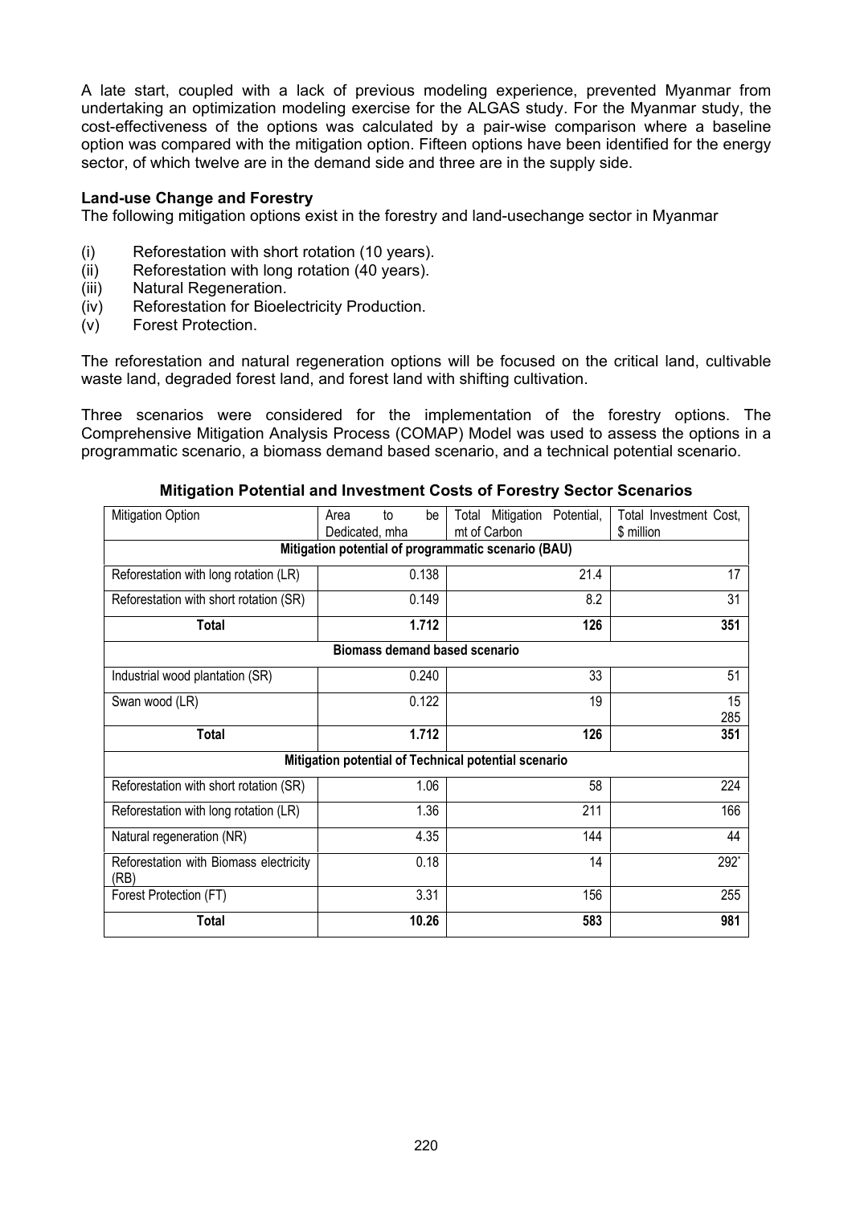A late start, coupled with a lack of previous modeling experience, prevented Myanmar from undertaking an optimization modeling exercise for the ALGAS study. For the Myanmar study, the cost-effectiveness of the options was calculated by a pair-wise comparison where a baseline option was compared with the mitigation option. Fifteen options have been identified for the energy sector, of which twelve are in the demand side and three are in the supply side.

**Land-use Change and Forestry**

The following mitigation options exist in the forestry and land-usechange sector in Myanmar

(i) Reforestation with short rotation (10 years).
(ii) Reforestation with long rotation (40 years).
(iii) Natural Regeneration.
(iv) Reforestation for Bioelectricity Production.
(v) Forest Protection.

The reforestation and natural regeneration options will be focused on the critical land, cultivable waste land, degraded forest land, and forest land with shifting cultivation.

Three scenarios were considered for the implementation of the forestry options. The Comprehensive Mitigation Analysis Process (COMAP) Model was used to assess the options in a programmatic scenario, a biomass demand based scenario, and a technical potential scenario.

**Mitigation Potential and Investment Costs of Forestry Sector Scenarios**

| Mitigation Option | Area to be Dedicated, mha | Total Mitigation Potential, mt of Carbon | Total Investment Cost, \$ million |
|---|---|---|---|
| **Mitigation potential of programmatic scenario (BAU)** | | | |
| Reforestation with long rotation (LR) | 0.138 | 21.4 | 17 |
| Reforestation with short rotation (SR) | 0.149 | 8.2 | 31 |
| **Total** | **1.712** | **126** | **351** |
| **Biomass demand based scenario** | | | |
| Industrial wood plantation (SR) | 0.240 | 33 | 51 |
| Swan wood (LR) | 0.122 | 19 | 15 285 |
| **Total** | **1.712** | **126** | **351** |
| **Mitigation potential of Technical potential scenario** | | | |
| Reforestation with short rotation (SR) | 1.06 | 58 | 224 |
| Reforestation with long rotation (LR) | 1.36 | 211 | 166 |
| Natural regeneration (NR) | 4.35 | 144 | 44 |
| Reforestation with Biomass electricity (RB) | 0.18 | 14 | 292* |
| Forest Protection (FT) | 3.31 | 156 | 255 |
| **Total** | **10.26** | **583** | **981** |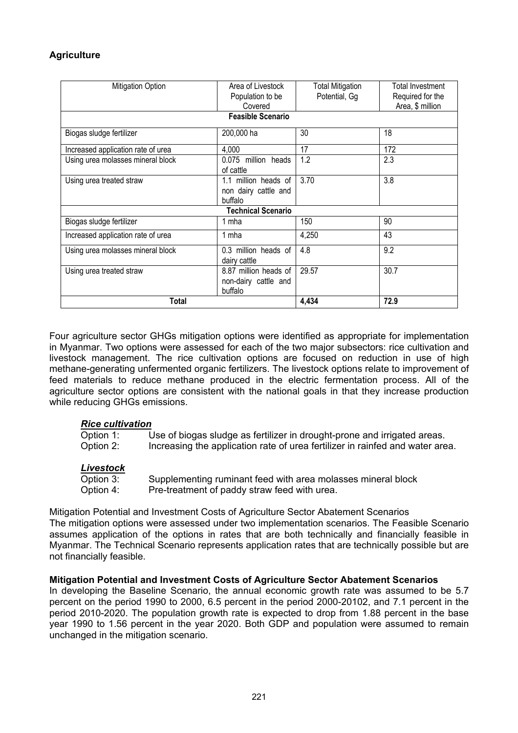**Agriculture**

| Mitigation Option | Area of Livestock Population to be Covered | Total Mitigation Potential, Gg | Total Investment Required for the Area, $ million |
|---|---|---|---|
| **Feasible Scenario** | | | |
| Biogas sludge fertilizer | 200,000 ha | 30 | 18 |
| Increased application rate of urea | 4,000 | 17 | 172 |
| Using urea molasses mineral block | 0.075 million heads of cattle | 1.2 | 2.3 |
| Using urea treated straw | 1.1 million heads of non dairy cattle and buffalo | 3.70 | 3.8 |
| **Technical Scenario** | | | |
| Biogas sludge fertilizer | 1 mha | 150 | 90 |
| Increased application rate of urea | 1 mha | 4,250 | 43 |
| Using urea molasses mineral block | 0.3 million heads of dairy cattle | 4.8 | 9.2 |
| Using urea treated straw | 8.87 million heads of non-dairy cattle and buffalo | 29.57 | 30.7 |
| **Total** | | **4,434** | **72.9** |

Four agriculture sector GHGs mitigation options were identified as appropriate for implementation in Myanmar. Two options were assessed for each of the two major subsectors: rice cultivation and livestock management. The rice cultivation options are focused on reduction in use of high methane-generating unfermented organic fertilizers. The livestock options relate to improvement of feed materials to reduce methane produced in the electric fermentation process. All of the agriculture sector options are consistent with the national goals in that they increase production while reducing GHGs emissions.

***Rice cultivation***

Option 1: Use of biogas sludge as fertilizer in drought-prone and irrigated areas.
Option 2: Increasing the application rate of urea fertilizer in rainfed and water area.

***Livestock***

Option 3: Supplementing ruminant feed with area molasses mineral block
Option 4: Pre-treatment of paddy straw feed with urea.

Mitigation Potential and Investment Costs of Agriculture Sector Abatement Scenarios
The mitigation options were assessed under two implementation scenarios. The Feasible Scenario assumes application of the options in rates that are both technically and financially feasible in Myanmar. The Technical Scenario represents application rates that are technically possible but are not financially feasible.

**Mitigation Potential and Investment Costs of Agriculture Sector Abatement Scenarios**

In developing the Baseline Scenario, the annual economic growth rate was assumed to be 5.7 percent on the period 1990 to 2000, 6.5 percent in the period 2000-20102, and 7.1 percent in the period 2010-2020. The population growth rate is expected to drop from 1.88 percent in the base year 1990 to 1.56 percent in the year 2020. Both GDP and population were assumed to remain unchanged in the mitigation scenario.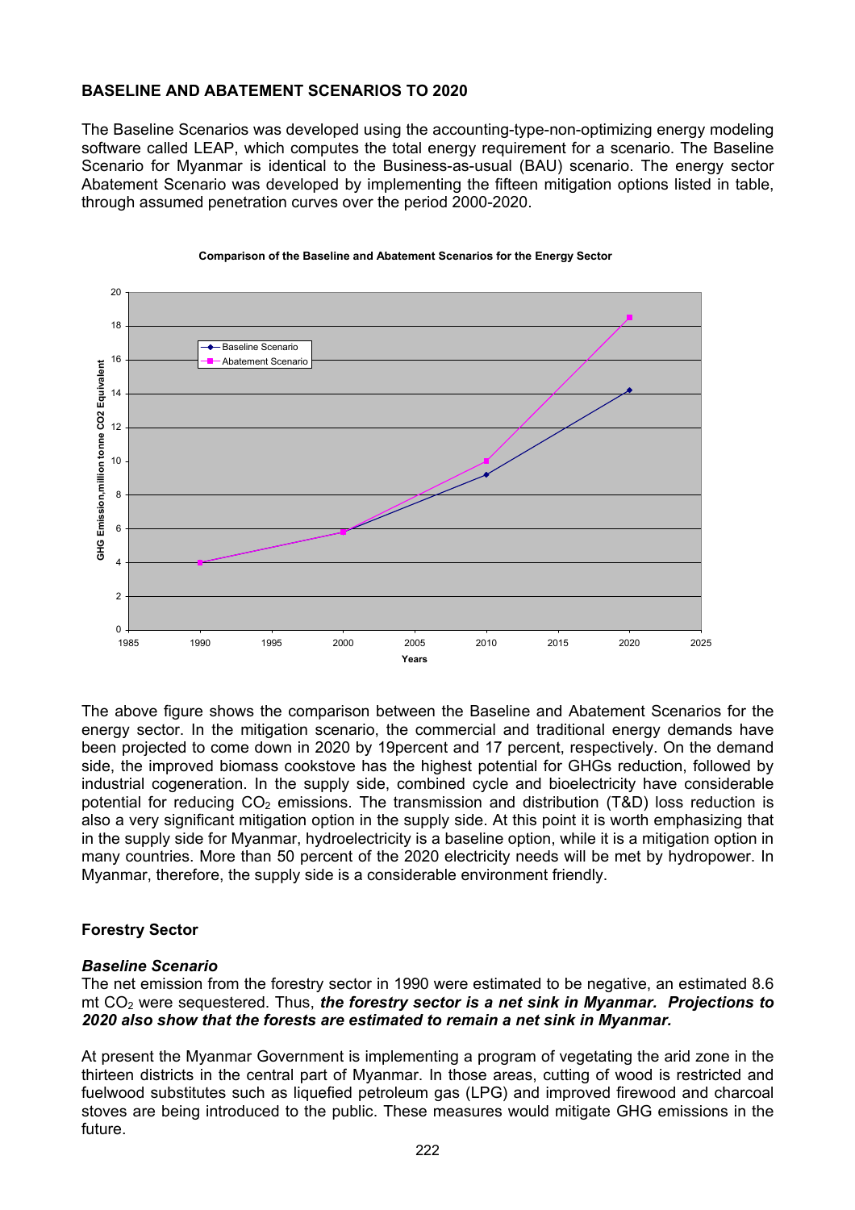**BASELINE AND ABATEMENT SCENARIOS TO 2020**

The Baseline Scenarios was developed using the accounting-type-non-optimizing energy modeling software called LEAP, which computes the total energy requirement for a scenario. The Baseline Scenario for Myanmar is identical to the Business-as-usual (BAU) scenario. The energy sector Abatement Scenario was developed by implementing the fifteen mitigation options listed in table, through assumed penetration curves over the period 2000-2020.

**Comparison of the Baseline and Abatement Scenarios for the Energy Sector**

The above figure shows the comparison between the Baseline and Abatement Scenarios for the energy sector. In the mitigation scenario, the commercial and traditional energy demands have been projected to come down in 2020 by 19percent and 17 percent, respectively. On the demand side, the improved biomass cookstove has the highest potential for GHGs reduction, followed by industrial cogeneration. In the supply side, combined cycle and bioelectricity have considerable potential for reducing $CO_2$ emissions. The transmission and distribution (T&D) loss reduction is also a very significant mitigation option in the supply side. At this point it is worth emphasizing that in the supply side for Myanmar, hydroelectricity is a baseline option, while it is a mitigation option in many countries. More than 50 percent of the 2020 electricity needs will be met by hydropower. In Myanmar, therefore, the supply side is a considerable environment friendly.

**Forestry Sector**

***Baseline Scenario***

The net emission from the forestry sector in 1990 were estimated to be negative, an estimated 8.6 mt $CO_2$ were sequestered. Thus, ***the forestry sector is a net sink in Myanmar. Projections to 2020 also show that the forests are estimated to remain a net sink in Myanmar.***

At present the Myanmar Government is implementing a program of vegetating the arid zone in the thirteen districts in the central part of Myanmar. In those areas, cutting of wood is restricted and fuelwood substitutes such as liquefied petroleum gas (LPG) and improved firewood and charcoal stoves are being introduced to the public. These measures would mitigate GHG emissions in the future.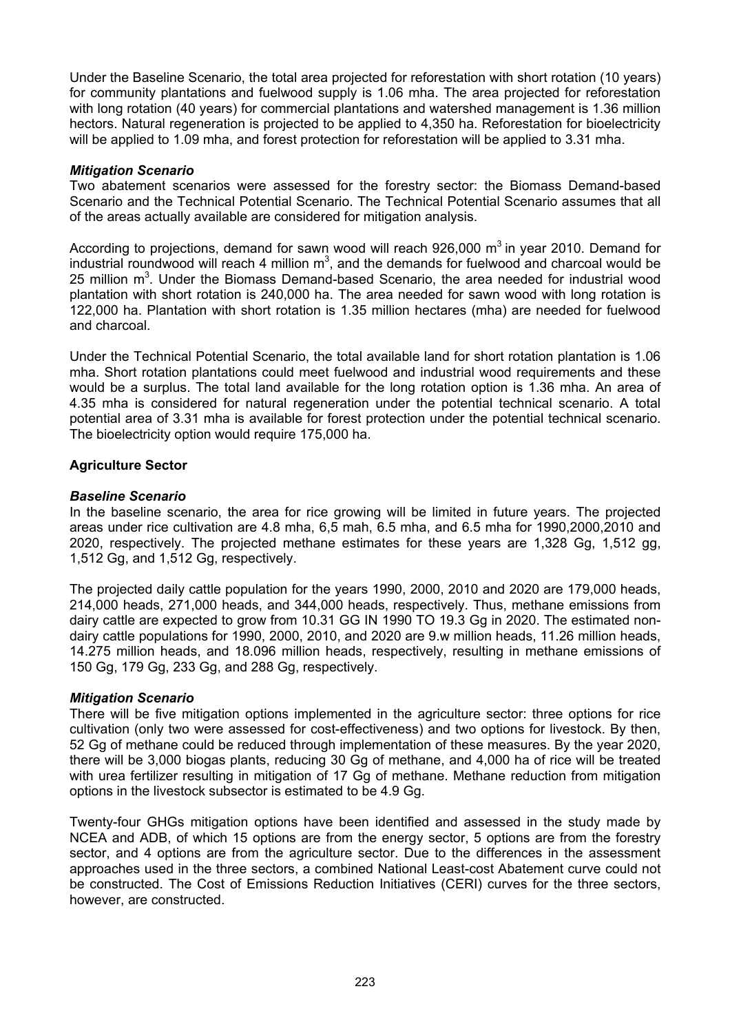Under the Baseline Scenario, the total area projected for reforestation with short rotation (10 years) for community plantations and fuelwood supply is 1.06 mha. The area projected for reforestation with long rotation (40 years) for commercial plantations and watershed management is 1.36 million hectors. Natural regeneration is projected to be applied to 4,350 ha. Reforestation for bioelectricity will be applied to 1.09 mha, and forest protection for reforestation will be applied to 3.31 mha.

***Mitigation Scenario***

Two abatement scenarios were assessed for the forestry sector: the Biomass Demand-based Scenario and the Technical Potential Scenario. The Technical Potential Scenario assumes that all of the areas actually available are considered for mitigation analysis.

According to projections, demand for sawn wood will reach 926,000 $m^3$ in year 2010. Demand for industrial roundwood will reach 4 million $m^3$, and the demands for fuelwood and charcoal would be 25 million $m^3$. Under the Biomass Demand-based Scenario, the area needed for industrial wood plantation with short rotation is 240,000 ha. The area needed for sawn wood with long rotation is 122,000 ha. Plantation with short rotation is 1.35 million hectares (mha) are needed for fuelwood and charcoal.

Under the Technical Potential Scenario, the total available land for short rotation plantation is 1.06 mha. Short rotation plantations could meet fuelwood and industrial wood requirements and these would be a surplus. The total land available for the long rotation option is 1.36 mha. An area of 4.35 mha is considered for natural regeneration under the potential technical scenario. A total potential area of 3.31 mha is available for forest protection under the potential technical scenario. The bioelectricity option would require 175,000 ha.

**Agriculture Sector**

***Baseline Scenario***

In the baseline scenario, the area for rice growing will be limited in future years. The projected areas under rice cultivation are 4.8 mha, 6,5 mah, 6.5 mha, and 6.5 mha for 1990,2000,2010 and 2020, respectively. The projected methane estimates for these years are 1,328 Gg, 1,512 gg, 1,512 Gg, and 1,512 Gg, respectively.

The projected daily cattle population for the years 1990, 2000, 2010 and 2020 are 179,000 heads, 214,000 heads, 271,000 heads, and 344,000 heads, respectively. Thus, methane emissions from dairy cattle are expected to grow from 10.31 GG IN 1990 TO 19.3 Gg in 2020. The estimated non-dairy cattle populations for 1990, 2000, 2010, and 2020 are 9.w million heads, 11.26 million heads, 14.275 million heads, and 18.096 million heads, respectively, resulting in methane emissions of 150 Gg, 179 Gg, 233 Gg, and 288 Gg, respectively.

***Mitigation Scenario***

There will be five mitigation options implemented in the agriculture sector: three options for rice cultivation (only two were assessed for cost-effectiveness) and two options for livestock. By then, 52 Gg of methane could be reduced through implementation of these measures. By the year 2020, there will be 3,000 biogas plants, reducing 30 Gg of methane, and 4,000 ha of rice will be treated with urea fertilizer resulting in mitigation of 17 Gg of methane. Methane reduction from mitigation options in the livestock subsector is estimated to be 4.9 Gg.

Twenty-four GHGs mitigation options have been identified and assessed in the study made by NCEA and ADB, of which 15 options are from the energy sector, 5 options are from the forestry sector, and 4 options are from the agriculture sector. Due to the differences in the assessment approaches used in the three sectors, a combined National Least-cost Abatement curve could not be constructed. The Cost of Emissions Reduction Initiatives (CERI) curves for the three sectors, however, are constructed.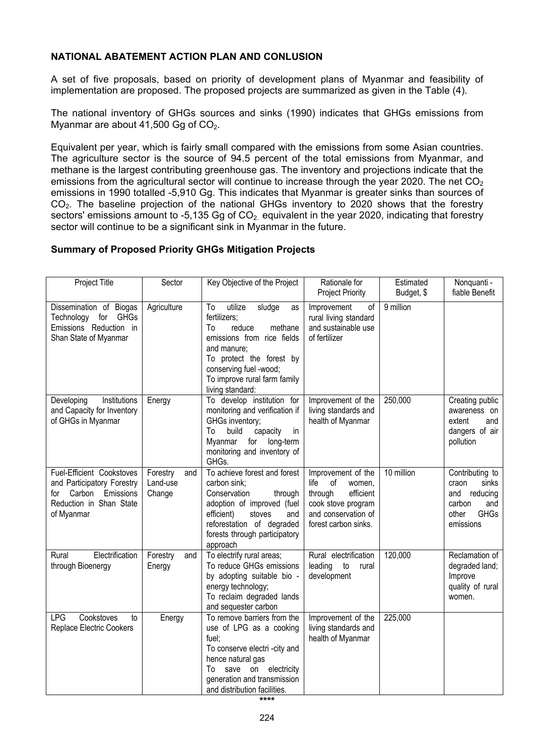**NATIONAL ABATEMENT ACTION PLAN AND CONLUSION**

A set of five proposals, based on priority of development plans of Myanmar and feasibility of implementation are proposed. The proposed projects are summarized as given in the Table (4).

The national inventory of GHGs sources and sinks (1990) indicates that GHGs emissions from Myanmar are about 41,500 Gg of $CO_2$.

Equivalent per year, which is fairly small compared with the emissions from some Asian countries. The agriculture sector is the source of 94.5 percent of the total emissions from Myanmar, and methane is the largest contributing greenhouse gas. The inventory and projections indicate that the emissions from the agricultural sector will continue to increase through the year 2020. The net $CO_2$ emissions in 1990 totalled -5,910 Gg. This indicates that Myanmar is greater sinks than sources of $CO_2$. The baseline projection of the national GHGs inventory to 2020 shows that the forestry sectors' emissions amount to -5,135 Gg of $CO_2$ equivalent in the year 2020, indicating that forestry sector will continue to be a significant sink in Myanmar in the future.

**Summary of Proposed Priority GHGs Mitigation Projects**

| Project Title | Sector | Key Objective of the Project | Rationale for Project Priority | Estimated Budget, $ | Nonquanti - fiable Benefit |
|---|---|---|---|---|---|
| Dissemination of Biogas Technology for GHGs Emissions Reduction in Shan State of Myanmar | Agriculture | To utilize sludge as fertilizers; To reduce methane emissions from rice fields and manure; To protect the forest by conserving fuel -wood; To improve rural farm family living standard: | Improvement of rural living standard and sustainable use of fertilizer | 9 million | |
| Developing Institutions and Capacity for Inventory of GHGs in Myanmar | Energy | To develop institution for monitoring and verification if GHGs inventory; To build capacity in Myanmar for long-term monitoring and inventory of GHGs. | Improvement of the living standards and health of Myanmar | 250,000 | Creating public awareness on extent and dangers of air pollution |
| Fuel-Efficient Cookstoves and Participatory Forestry for Carbon Emissions Reduction in Shan State of Myanmar | Forestry and Land-use Change | To achieve forest and forest carbon sink; Conservation through adoption of improved (fuel efficient) stoves and reforestation of degraded forests through participatory approach | Improvement of the life of women, through efficient cook stove program and conservation of forest carbon sinks. | 10 million | Contributing to craon sinks and reducing carbon and other GHGs emissions |
| Rural Electrification through Bioenergy | Forestry and Energy | To electrify rural areas; To reduce GHGs emissions by adopting suitable bio - energy technology; To reclaim degraded lands and sequester carbon | Rural electrification leading to rural development | 120,000 | Reclamation of degraded land; Improve quality of rural women. |
| LPG Cookstoves to Replace Electric Cookers | Energy | To remove barriers from the use of LPG as a cooking fuel; To conserve electri -city and hence natural gas To save on electricity generation and transmission and distribution facilities. | Improvement of the living standards and health of Myanmar | 225,000 | |

****